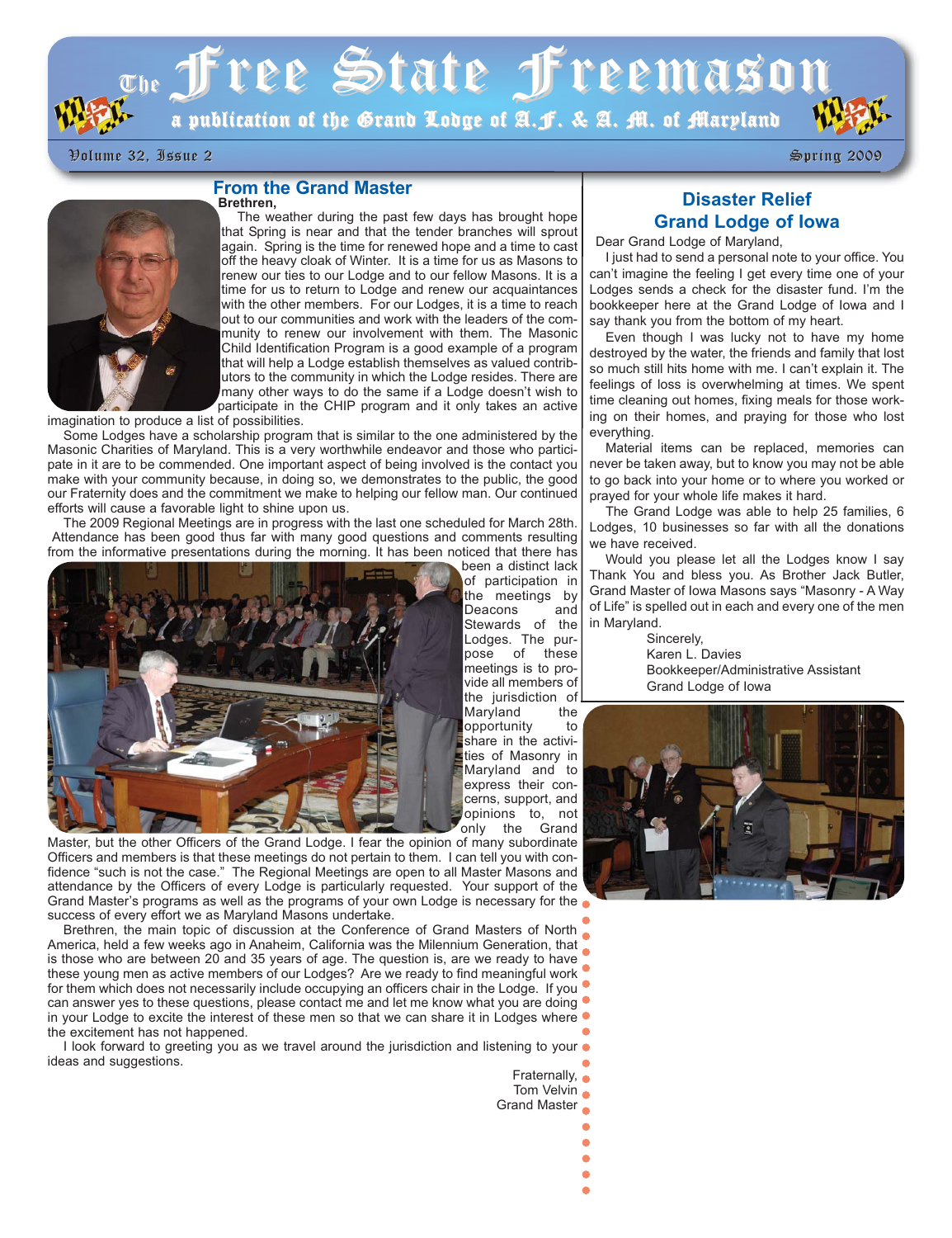# The Free State Freemason

a publication of the Grand Lodge of A.F. & A. M. of Maryland

Volume 32, Issue 2 — Spring 2009

## From the Grand Master

**Brethren,**

The weather during the past few days has brought hope that Spring is near and that the tender branches will sprout again. Spring is the time for renewed hope and a time to cast off the heavy cloak of Winter. It is a time for us as Masons to renew our ties to our Lodge and to our fellow Masons. It is a time for us to return to Lodge and renew our acquaintances with the other members. For our Lodges, it is a time to reach out to our communities and work with the leaders of the community to renew our involvement with them. The Masonic Child Identification Program is a good example of a program that will help a Lodge establish themselves as valued contributors to the community in which the Lodge resides. There are many other ways to do the same if a Lodge doesn't wish to participate in the CHIP program and it only takes an active imagination to produce a list of possibilities.

Some Lodges have a scholarship program that is similar to the one administered by the Masonic Charities of Maryland. This is a very worthwhile endeavor and those who participate in it are to be commended. One important aspect of being involved is the contact you make with your community because, in doing so, we demonstrates to the public, the good our Fraternity does and the commitment we make to helping our fellow man. Our continued efforts will cause a favorable light to shine upon us.

The 2009 Regional Meetings are in progress with the last one scheduled for March 28th. Attendance has been good thus far with many good questions and comments resulting from the informative presentations during the morning. It has been noticed that there has been a distinct lack of participation in the meetings by Deacons and Stewards of the Lodges. The purpose of these meetings is to provide all members of the jurisdiction of Maryland the opportunity to share in the activities of Masonry in Maryland and to express their concerns, support, and opinions to, not only the Grand Master, but the other Officers of the Grand Lodge. I fear the opinion of many subordinate Officers and members is that these meetings do not pertain to them. I can tell you with confidence "such is not the case." The Regional Meetings are open to all Master Masons and attendance by the Officers of every Lodge is particularly requested. Your support of the Grand Master's programs as well as the programs of your own Lodge is necessary for the success of every effort we as Maryland Masons undertake.

Brethren, the main topic of discussion at the Conference of Grand Masters of North America, held a few weeks ago in Anaheim, California was the Milennium Generation, that is those who are between 20 and 35 years of age. The question is, are we ready to have these young men as active members of our Lodges? Are we ready to find meaningful work for them which does not necessarily include occupying an officers chair in the Lodge. If you can answer yes to these questions, please contact me and let me know what you are doing in your Lodge to excite the interest of these men so that we can share it in Lodges where the excitement has not happened.

I look forward to greeting you as we travel around the jurisdiction and listening to your ideas and suggestions.

Fraternally,
Tom Velvin
Grand Master

## Disaster Relief Grand Lodge of Iowa

Dear Grand Lodge of Maryland,

I just had to send a personal note to your office. You can't imagine the feeling I get every time one of your Lodges sends a check for the disaster fund. I'm the bookkeeper here at the Grand Lodge of Iowa and I say thank you from the bottom of my heart.

Even though I was lucky not to have my home destroyed by the water, the friends and family that lost so much still hits home with me. I can't explain it. The feelings of loss is overwhelming at times. We spent time cleaning out homes, fixing meals for those working on their homes, and praying for those who lost everything.

Material items can be replaced, memories can never be taken away, but to know you may not be able to go back into your home or to where you worked or prayed for your whole life makes it hard.

The Grand Lodge was able to help 25 families, 6 Lodges, 10 businesses so far with all the donations we have received.

Would you please let all the Lodges know I say Thank You and bless you. As Brother Jack Butler, Grand Master of Iowa Masons says "Masonry - A Way of Life" is spelled out in each and every one of the men in Maryland.

Sincerely,
Karen L. Davies
Bookkeeper/Administrative Assistant
Grand Lodge of Iowa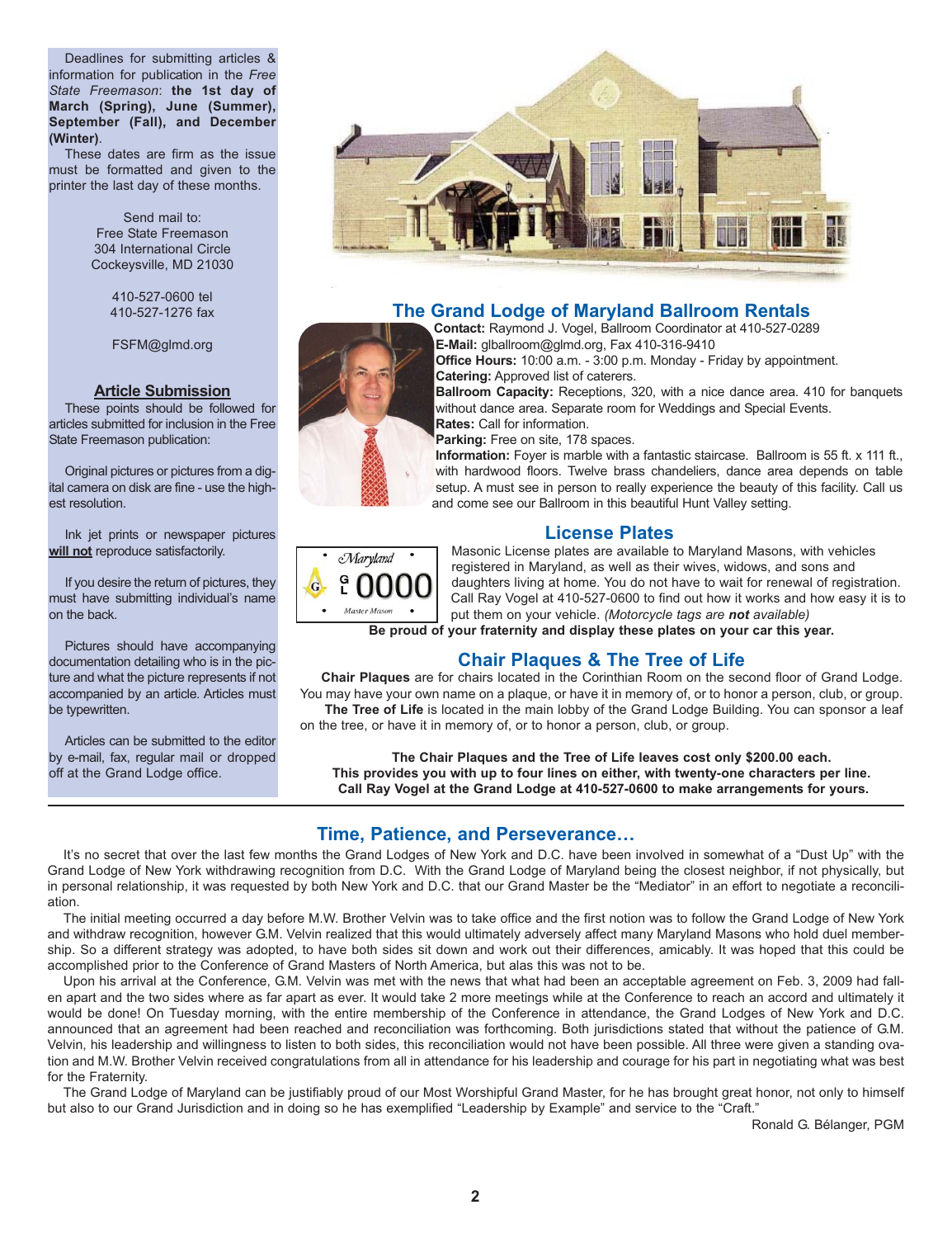Deadlines for submitting articles & information for publication in the *Free State Freemason*: **the 1st day of March (Spring), June (Summer), September (Fall), and December (Winter)**.

These dates are firm as the issue must be formatted and given to the printer the last day of these months.

Send mail to:
Free State Freemason
304 International Circle
Cockeysville, MD 21030

410-527-0600 tel
410-527-1276 fax

FSFM@glmd.org

### Article Submission

These points should be followed for articles submitted for inclusion in the Free State Freemason publication:

Original pictures or pictures from a digital camera on disk are fine - use the highest resolution.

Ink jet prints or newspaper pictures **will not** reproduce satisfactorily.

If you desire the return of pictures, they must have submitting individual's name on the back.

Pictures should have accompanying documentation detailing who is in the picture and what the picture represents if not accompanied by an article. Articles must be typewritten.

Articles can be submitted to the editor by e-mail, fax, regular mail or dropped off at the Grand Lodge office.

## The Grand Lodge of Maryland Ballroom Rentals

**Contact:** Raymond J. Vogel, Ballroom Coordinator at 410-527-0289
**E-Mail:** glballroom@glmd.org, Fax 410-316-9410
**Office Hours:** 10:00 a.m. - 3:00 p.m. Monday - Friday by appointment.
**Catering:** Approved list of caterers.
**Ballroom Capacity:** Receptions, 320, with a nice dance area. 410 for banquets without dance area. Separate room for Weddings and Special Events.
**Rates:** Call for information.
**Parking:** Free on site, 178 spaces.
**Information:** Foyer is marble with a fantastic staircase. Ballroom is 55 ft. x 111 ft., with hardwood floors. Twelve brass chandeliers, dance area depends on table setup. A must see in person to really experience the beauty of this facility. Call us and come see our Ballroom in this beautiful Hunt Valley setting.

## License Plates

Masonic License plates are available to Maryland Masons, with vehicles registered in Maryland, as well as their wives, widows, and sons and daughters living at home. You do not have to wait for renewal of registration. Call Ray Vogel at 410-527-0600 to find out how it works and how easy it is to put them on your vehicle. *(Motorcycle tags are **not** available)*

**Be proud of your fraternity and display these plates on your car this year.**

## Chair Plaques & The Tree of Life

**Chair Plaques** are for chairs located in the Corinthian Room on the second floor of Grand Lodge. You may have your own name on a plaque, or have it in memory of, or to honor a person, club, or group.

**The Tree of Life** is located in the main lobby of the Grand Lodge Building. You can sponsor a leaf on the tree, or have it in memory of, or to honor a person, club, or group.

**The Chair Plaques and the Tree of Life leaves cost only $200.00 each.**
**This provides you with up to four lines on either, with twenty-one characters per line.**
**Call Ray Vogel at the Grand Lodge at 410-527-0600 to make arrangements for yours.**

---

## Time, Patience, and Perseverance…

It's no secret that over the last few months the Grand Lodges of New York and D.C. have been involved in somewhat of a "Dust Up" with the Grand Lodge of New York withdrawing recognition from D.C. With the Grand Lodge of Maryland being the closest neighbor, if not physically, but in personal relationship, it was requested by both New York and D.C. that our Grand Master be the "Mediator" in an effort to negotiate a reconciliation.

The initial meeting occurred a day before M.W. Brother Velvin was to take office and the first notion was to follow the Grand Lodge of New York and withdraw recognition, however G.M. Velvin realized that this would ultimately adversely affect many Maryland Masons who hold duel membership. So a different strategy was adopted, to have both sides sit down and work out their differences, amicably. It was hoped that this could be accomplished prior to the Conference of Grand Masters of North America, but alas this was not to be.

Upon his arrival at the Conference, G.M. Velvin was met with the news that what had been an acceptable agreement on Feb. 3, 2009 had fallen apart and the two sides where as far apart as ever. It would take 2 more meetings while at the Conference to reach an accord and ultimately it would be done! On Tuesday morning, with the entire membership of the Conference in attendance, the Grand Lodges of New York and D.C. announced that an agreement had been reached and reconciliation was forthcoming. Both jurisdictions stated that without the patience of G.M. Velvin, his leadership and willingness to listen to both sides, this reconciliation would not have been possible. All three were given a standing ovation and M.W. Brother Velvin received congratulations from all in attendance for his leadership and courage for his part in negotiating what was best for the Fraternity.

The Grand Lodge of Maryland can be justifiably proud of our Most Worshipful Grand Master, for he has brought great honor, not only to himself but also to our Grand Jurisdiction and in doing so he has exemplified "Leadership by Example" and service to the "Craft."

Ronald G. Bélanger, PGM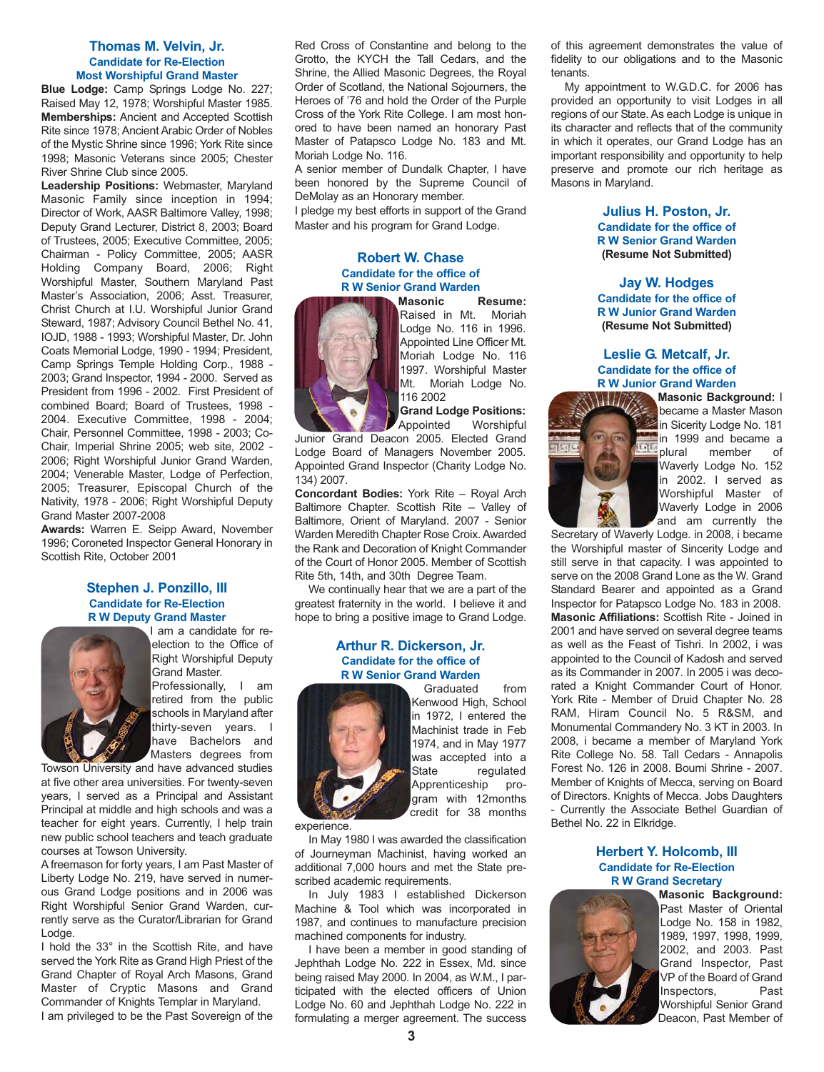### Thomas M. Velvin, Jr.
**Candidate for Re-Election**
**Most Worshipful Grand Master**

**Blue Lodge:** Camp Springs Lodge No. 227; Raised May 12, 1978; Worshipful Master 1985.
**Memberships:** Ancient and Accepted Scottish Rite since 1978; Ancient Arabic Order of Nobles of the Mystic Shrine since 1996; York Rite since 1998; Masonic Veterans since 2005; Chester River Shrine Club since 2005.
**Leadership Positions:** Webmaster, Maryland Masonic Family since inception in 1994; Director of Work, AASR Baltimore Valley, 1998; Deputy Grand Lecturer, District 8, 2003; Board of Trustees, 2005; Executive Committee, 2005; Chairman - Policy Committee, 2005; AASR Holding Company Board, 2006; Right Worshipful Master, Southern Maryland Past Master's Association, 2006; Asst. Treasurer, Christ Church at I.U. Worshipful Junior Grand Steward, 1987; Advisory Council Bethel No. 41, IOJD, 1988 - 1993; Worshipful Master, Dr. John Coats Memorial Lodge, 1990 - 1994; President, Camp Springs Temple Holding Corp., 1988 - 2003; Grand Inspector, 1994 - 2000. Served as President from 1996 - 2002. First President of combined Board; Board of Trustees, 1998 - 2004. Executive Committee, 1998 - 2004; Chair, Personnel Committee, 1998 - 2003; Co-Chair, Imperial Shrine 2005; web site, 2002 - 2006; Right Worshipful Junior Grand Warden, 2004; Venerable Master, Lodge of Perfection, 2005; Treasurer, Episcopal Church of the Nativity, 1978 - 2006; Right Worshipful Deputy Grand Master 2007-2008
**Awards:** Warren E. Seipp Award, November 1996; Coroneted Inspector General Honorary in Scottish Rite, October 2001

### Stephen J. Ponzillo, III
**Candidate for Re-Election**
**R W Deputy Grand Master**

I am a candidate for re-election to the Office of Right Worshipful Deputy Grand Master.
Professionally, I am retired from the public schools in Maryland after thirty-seven years. I have Bachelors and Masters degrees from Towson University and have advanced studies at five other area universities. For twenty-seven years, I served as a Principal and Assistant Principal at middle and high schools and was a teacher for eight years. Currently, I help train new public school teachers and teach graduate courses at Towson University.
A freemason for forty years, I am Past Master of Liberty Lodge No. 219, have served in numerous Grand Lodge positions and in 2006 was Right Worshipful Senior Grand Warden, currently serve as the Curator/Librarian for Grand Lodge.
I hold the 33° in the Scottish Rite, and have served the York Rite as Grand High Priest of the Grand Chapter of Royal Arch Masons, Grand Master of Cryptic Masons and Grand Commander of Knights Templar in Maryland.
I am privileged to be the Past Sovereign of the Red Cross of Constantine and belong to the Grotto, the KYCH the Tall Cedars, and the Shrine, the Allied Masonic Degrees, the Royal Order of Scotland, the National Sojourners, the Heroes of '76 and hold the Order of the Purple Cross of the York Rite College. I am most honored to have been named an honorary Past Master of Patapsco Lodge No. 183 and Mt. Moriah Lodge No. 116.
A senior member of Dundalk Chapter, I have been honored by the Supreme Council of DeMolay as an Honorary member.
I pledge my best efforts in support of the Grand Master and his program for Grand Lodge.

### Robert W. Chase
**Candidate for the office of**
**R W Senior Grand Warden**

**Masonic Resume:** Raised in Mt. Moriah Lodge No. 116 in 1996. Appointed Line Officer Mt. Moriah Lodge No. 116 1997. Worshipful Master Mt. Moriah Lodge No. 116 2002
**Grand Lodge Positions:** Appointed Worshipful Junior Grand Deacon 2005. Elected Grand Lodge Board of Managers November 2005. Appointed Grand Inspector (Charity Lodge No. 134) 2007.
**Concordant Bodies:** York Rite – Royal Arch Baltimore Chapter. Scottish Rite – Valley of Baltimore, Orient of Maryland. 2007 - Senior Warden Meredith Chapter Rose Croix. Awarded the Rank and Decoration of Knight Commander of the Court of Honor 2005. Member of Scottish Rite 5th, 14th, and 30th Degree Team.
We continually hear that we are a part of the greatest fraternity in the world. I believe it and hope to bring a positive image to Grand Lodge.

### Arthur R. Dickerson, Jr.
**Candidate for the office of**
**R W Senior Grand Warden**

Graduated from Kenwood High, School in 1972, I entered the Machinist trade in Feb 1974, and in May 1977 was accepted into a State regulated Apprenticeship program with 12months credit for 38 months experience.
In May 1980 I was awarded the classification of Journeyman Machinist, having worked an additional 7,000 hours and met the State prescribed academic requirements.
In July 1983 I established Dickerson Machine & Tool which was incorporated in 1987, and continues to manufacture precision machined components for industry.
I have been a member in good standing of Jephthah Lodge No. 222 in Essex, Md. since being raised May 2000. In 2004, as W.M., I participated with the elected officers of Union Lodge No. 60 and Jephthah Lodge No. 222 in formulating a merger agreement. The success of this agreement demonstrates the value of fidelity to our obligations and to the Masonic tenants.
My appointment to W.G.D.C. for 2006 has provided an opportunity to visit Lodges in all regions of our State. As each Lodge is unique in its character and reflects that of the community in which it operates, our Grand Lodge has an important responsibility and opportunity to help preserve and promote our rich heritage as Masons in Maryland.

### Julius H. Poston, Jr.
**Candidate for the office of**
**R W Senior Grand Warden**
**(Resume Not Submitted)**

### Jay W. Hodges
**Candidate for the office of**
**R W Junior Grand Warden**
**(Resume Not Submitted)**

### Leslie G. Metcalf, Jr.
**Candidate for the office of**
**R W Junior Grand Warden**

**Masonic Background:** I became a Master Mason in Sicerity Lodge No. 181 in 1999 and became a plural member of Waverly Lodge No. 152 in 2002. I served as Worshipful Master of Waverly Lodge in 2006 and am currently the Secretary of Waverly Lodge. in 2008, i became the Worshipful master of Sincerity Lodge and still serve in that capacity. I was appointed to serve on the 2008 Grand Lone as the W. Grand Standard Bearer and appointed as a Grand Inspector for Patapsco Lodge No. 183 in 2008.
**Masonic Affiliations:** Scottish Rite - Joined in 2001 and have served on several degree teams as well as the Feast of Tishri. In 2002, i was appointed to the Council of Kadosh and served as its Commander in 2007. In 2005 i was decorated a Knight Commander Court of Honor. York Rite - Member of Druid Chapter No. 28 RAM, Hiram Council No. 5 R&SM, and Monumental Commandery No. 3 KT in 2003. In 2008, i became a member of Maryland York Rite College No. 58. Tall Cedars - Annapolis Forest No. 126 in 2008. Boumi Shrine - 2007. Member of Knights of Mecca, serving on Board of Directors. Knights of Mecca. Jobs Daughters - Currently the Associate Bethel Guardian of Bethel No. 22 in Elkridge.

### Herbert Y. Holcomb, III
**Candidate for Re-Election**
**R W Grand Secretary**

**Masonic Background:** Past Master of Oriental Lodge No. 158 in 1982, 1989, 1997, 1998, 1999, 2002, and 2003. Past Grand Inspector, Past VP of the Board of Grand Inspectors, Past Worshipful Senior Grand Deacon, Past Member of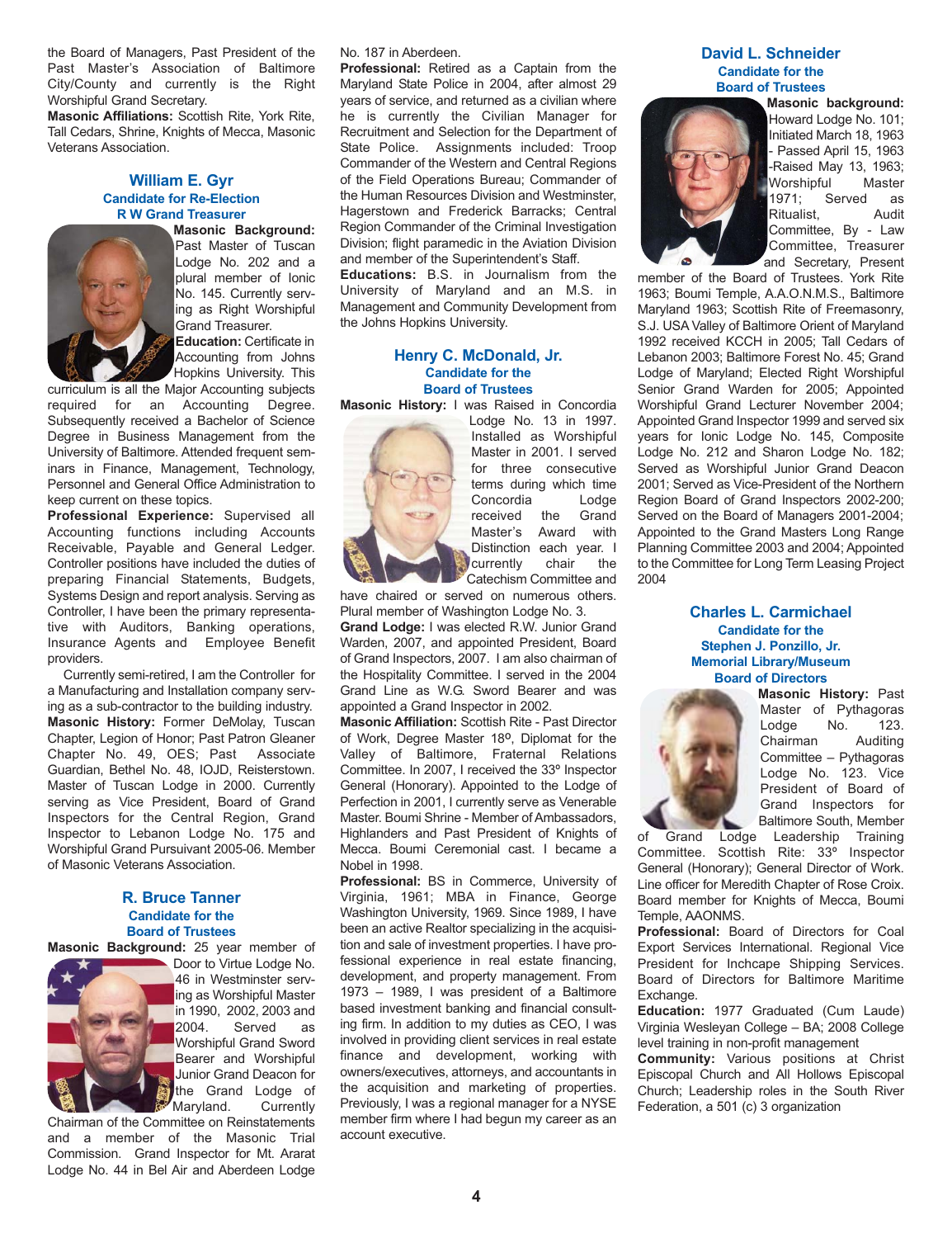the Board of Managers, Past President of the Past Master's Association of Baltimore City/County and currently is the Right Worshipful Grand Secretary.

**Masonic Affiliations:** Scottish Rite, York Rite, Tall Cedars, Shrine, Knights of Mecca, Masonic Veterans Association.

## William E. Gyr

### Candidate for Re-Election R W Grand Treasurer

**Masonic Background:** Past Master of Tuscan Lodge No. 202 and a plural member of Ionic No. 145. Currently serving as Right Worshipful Grand Treasurer.

**Education:** Certificate in Accounting from Johns Hopkins University. This curriculum is all the Major Accounting subjects required for an Accounting Degree. Subsequently received a Bachelor of Science Degree in Business Management from the University of Baltimore. Attended frequent seminars in Finance, Management, Technology, Personnel and General Office Administration to keep current on these topics.

**Professional Experience:** Supervised all Accounting functions including Accounts Receivable, Payable and General Ledger. Controller positions have included the duties of preparing Financial Statements, Budgets, Systems Design and report analysis. Serving as Controller, I have been the primary representative with Auditors, Banking operations, Insurance Agents and Employee Benefit providers.

Currently semi-retired, I am the Controller for a Manufacturing and Installation company serving as a sub-contractor to the building industry.

**Masonic History:** Former DeMolay, Tuscan Chapter, Legion of Honor; Past Patron Gleaner Chapter No. 49, OES; Past Associate Guardian, Bethel No. 48, IOJD, Reisterstown. Master of Tuscan Lodge in 2000. Currently serving as Vice President, Board of Grand Inspectors for the Central Region, Grand Inspector to Lebanon Lodge No. 175 and Worshipful Grand Pursuivant 2005-06. Member of Masonic Veterans Association.

## R. Bruce Tanner

### Candidate for the Board of Trustees

**Masonic Background:** 25 year member of Door to Virtue Lodge No. 46 in Westminster serving as Worshipful Master in 1990, 2002, 2003 and 2004. Served as Worshipful Grand Sword Bearer and Worshipful Junior Grand Deacon for the Grand Lodge of Maryland. Currently Chairman of the Committee on Reinstatements and a member of the Masonic Trial Commission. Grand Inspector for Mt. Ararat Lodge No. 44 in Bel Air and Aberdeen Lodge No. 187 in Aberdeen.

**Professional:** Retired as a Captain from the Maryland State Police in 2004, after almost 29 years of service, and returned as a civilian where he is currently the Civilian Manager for Recruitment and Selection for the Department of State Police. Assignments included: Troop Commander of the Western and Central Regions of the Field Operations Bureau; Commander of the Human Resources Division and Westminster, Hagerstown and Frederick Barracks; Central Region Commander of the Criminal Investigation Division; flight paramedic in the Aviation Division and member of the Superintendent's Staff.

**Educations:** B.S. in Journalism from the University of Maryland and an M.S. in Management and Community Development from the Johns Hopkins University.

## Henry C. McDonald, Jr.

### Candidate for the Board of Trustees

**Masonic History:** I was Raised in Concordia Lodge No. 13 in 1997. Installed as Worshipful Master in 2001. I served for three consecutive terms during which time Concordia Lodge received the Grand Master's Award with Distinction each year. I currently chair the Catechism Committee and have chaired or served on numerous others. Plural member of Washington Lodge No. 3.

**Grand Lodge:** I was elected R.W. Junior Grand Warden, 2007, and appointed President, Board of Grand Inspectors, 2007. I am also chairman of the Hospitality Committee. I served in the 2004 Grand Line as W.G. Sword Bearer and was appointed a Grand Inspector in 2002.

**Masonic Affiliation:** Scottish Rite - Past Director of Work, Degree Master 18º, Diplomat for the Valley of Baltimore, Fraternal Relations Committee. In 2007, I received the 33º Inspector General (Honorary). Appointed to the Lodge of Perfection in 2001, I currently serve as Venerable Master. Boumi Shrine - Member of Ambassadors, Highlanders and Past President of Knights of Mecca. Boumi Ceremonial cast. I became a Nobel in 1998.

**Professional:** BS in Commerce, University of Virginia, 1961; MBA in Finance, George Washington University, 1969. Since 1989, I have been an active Realtor specializing in the acquisition and sale of investment properties. I have professional experience in real estate financing, development, and property management. From 1973 – 1989, I was president of a Baltimore based investment banking and financial consulting firm. In addition to my duties as CEO, I was involved in providing client services in real estate finance and development, working with owners/executives, attorneys, and accountants in the acquisition and marketing of properties. Previously, I was a regional manager for a NYSE member firm where I had begun my career as an account executive.

## David L. Schneider

### Candidate for the Board of Trustees

**Masonic background:** Howard Lodge No. 101; Initiated March 18, 1963 - Passed April 15, 1963 -Raised May 13, 1963; Worshipful Master 1971; Served as Ritualist, Audit Committee, By - Law Committee, Treasurer and Secretary, Present member of the Board of Trustees. York Rite 1963; Boumi Temple, A.A.O.N.M.S., Baltimore Maryland 1963; Scottish Rite of Freemasonry, S.J. USA Valley of Baltimore Orient of Maryland 1992 received KCCH in 2005; Tall Cedars of Lebanon 2003; Baltimore Forest No. 45; Grand Lodge of Maryland; Elected Right Worshipful Senior Grand Warden for 2005; Appointed Worshipful Grand Lecturer November 2004; Appointed Grand Inspector 1999 and served six years for Ionic Lodge No. 145, Composite Lodge No. 212 and Sharon Lodge No. 182; Served as Worshipful Junior Grand Deacon 2001; Served as Vice-President of the Northern Region Board of Grand Inspectors 2002-200; Served on the Board of Managers 2001-2004; Appointed to the Grand Masters Long Range Planning Committee 2003 and 2004; Appointed to the Committee for Long Term Leasing Project 2004

## Charles L. Carmichael

### Candidate for the Stephen J. Ponzillo, Jr. Memorial Library/Museum Board of Directors

**Masonic History:** Past Master of Pythagoras Lodge No. 123. Chairman Auditing Committee – Pythagoras Lodge No. 123. Vice President of Board of Grand Inspectors for Baltimore South, Member of Grand Lodge Leadership Training Committee. Scottish Rite: 33º Inspector General (Honorary); General Director of Work. Line officer for Meredith Chapter of Rose Croix. Board member for Knights of Mecca, Boumi Temple, AAONMS.

**Professional:** Board of Directors for Coal Export Services International. Regional Vice President for Inchcape Shipping Services. Board of Directors for Baltimore Maritime Exchange.

**Education:** 1977 Graduated (Cum Laude) Virginia Wesleyan College – BA; 2008 College level training in non-profit management

**Community:** Various positions at Christ Episcopal Church and All Hollows Episcopal Church; Leadership roles in the South River Federation, a 501 (c) 3 organization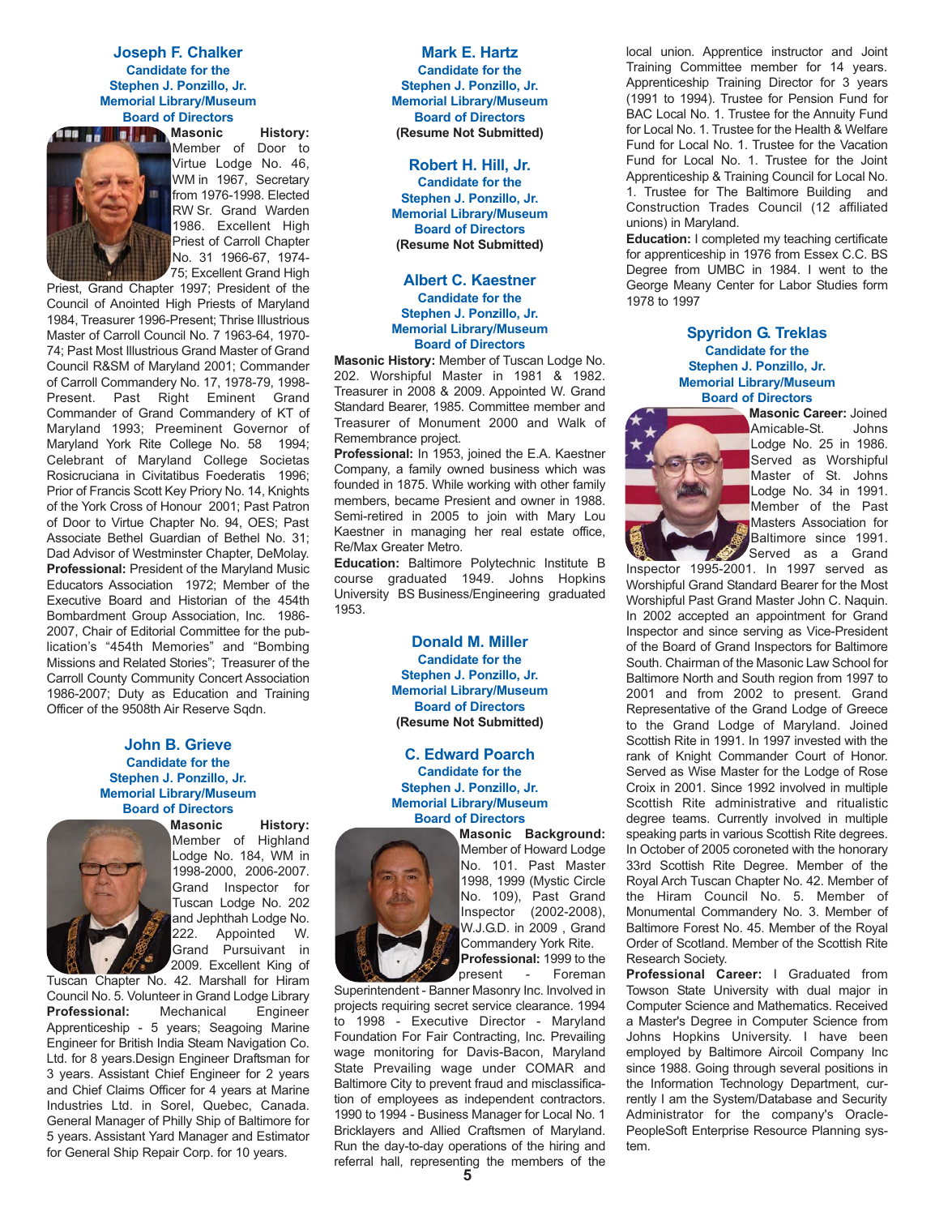## Joseph F. Chalker

### Candidate for the Stephen J. Ponzillo, Jr. Memorial Library/Museum Board of Directors

**Masonic History:** Member of Door to Virtue Lodge No. 46, WM in 1967, Secretary from 1976-1998. Elected RW Sr. Grand Warden 1986. Excellent High Priest of Carroll Chapter No. 31 1966-67, 1974-75; Excellent Grand High Priest, Grand Chapter 1997; President of the Council of Anointed High Priests of Maryland 1984, Treasurer 1996-Present; Thrise Illustrious Master of Carroll Council No. 7 1963-64, 1970-74; Past Most Illustrious Grand Master of Grand Council R&SM of Maryland 2001; Commander of Carroll Commandery No. 17, 1978-79, 1998-Present. Past Right Eminent Grand Commander of Grand Commandery of KT of Maryland 1993; Preeminent Governor of Maryland York Rite College No. 58 1994; Celebrant of Maryland College Societas Rosicruciana in Civitatibus Foederatis 1996; Prior of Francis Scott Key Priory No. 14, Knights of the York Cross of Honour 2001; Past Patron of Door to Virtue Chapter No. 94, OES; Past Associate Bethel Guardian of Bethel No. 31; Dad Advisor of Westminster Chapter, DeMolay.

**Professional:** President of the Maryland Music Educators Association 1972; Member of the Executive Board and Historian of the 454th Bombardment Group Association, Inc. 1986-2007, Chair of Editorial Committee for the publication's "454th Memories" and "Bombing Missions and Related Stories"; Treasurer of the Carroll County Community Concert Association 1986-2007; Duty as Education and Training Officer of the 9508th Air Reserve Sqdn.

## John B. Grieve

### Candidate for the Stephen J. Ponzillo, Jr. Memorial Library/Museum Board of Directors

**Masonic History:** Member of Highland Lodge No. 184, WM in 1998-2000, 2006-2007. Grand Inspector for Tuscan Lodge No. 202 and Jephthah Lodge No. 222. Appointed W. Grand Pursuivant in 2009. Excellent King of Tuscan Chapter No. 42. Marshall for Hiram Council No. 5. Volunteer in Grand Lodge Library

**Professional:** Mechanical Engineer Apprenticeship - 5 years; Seagoing Marine Engineer for British India Steam Navigation Co. Ltd. for 8 years.Design Engineer Draftsman for 3 years. Assistant Chief Engineer for 2 years and Chief Claims Officer for 4 years at Marine Industries Ltd. in Sorel, Quebec, Canada. General Manager of Philly Ship of Baltimore for 5 years. Assistant Yard Manager and Estimator for General Ship Repair Corp. for 10 years.

## Mark E. Hartz

### Candidate for the Stephen J. Ponzillo, Jr. Memorial Library/Museum Board of Directors

**(Resume Not Submitted)**

## Robert H. Hill, Jr.

### Candidate for the Stephen J. Ponzillo, Jr. Memorial Library/Museum Board of Directors

**(Resume Not Submitted)**

## Albert C. Kaestner

### Candidate for the Stephen J. Ponzillo, Jr. Memorial Library/Museum Board of Directors

**Masonic History:** Member of Tuscan Lodge No. 202. Worshipful Master in 1981 & 1982. Treasurer in 2008 & 2009. Appointed W. Grand Standard Bearer, 1985. Committee member and Treasurer of Monument 2000 and Walk of Remembrance project.

**Professional:** In 1953, joined the E.A. Kaestner Company, a family owned business which was founded in 1875. While working with other family members, became Presient and owner in 1988. Semi-retired in 2005 to join with Mary Lou Kaestner in managing her real estate office, Re/Max Greater Metro.

**Education:** Baltimore Polytechnic Institute B course graduated 1949. Johns Hopkins University BS Business/Engineering graduated 1953.

## Donald M. Miller

### Candidate for the Stephen J. Ponzillo, Jr. Memorial Library/Museum Board of Directors

**(Resume Not Submitted)**

## C. Edward Poarch

### Candidate for the Stephen J. Ponzillo, Jr. Memorial Library/Museum Board of Directors

**Masonic Background:** Member of Howard Lodge No. 101. Past Master 1998, 1999 (Mystic Circle No. 109), Past Grand Inspector (2002-2008), W.J.G.D. in 2009 , Grand Commandery York Rite.

**Professional:** 1999 to the present - Foreman Superintendent - Banner Masonry Inc. Involved in projects requiring secret service clearance. 1994 to 1998 - Executive Director - Maryland Foundation For Fair Contracting, Inc. Prevailing wage monitoring for Davis-Bacon, Maryland State Prevailing wage under COMAR and Baltimore City to prevent fraud and misclassification of employees as independent contractors. 1990 to 1994 - Business Manager for Local No. 1 Bricklayers and Allied Craftsmen of Maryland. Run the day-to-day operations of the hiring and referral hall, representing the members of the local union. Apprentice instructor and Joint Training Committee member for 14 years. Apprenticeship Training Director for 3 years (1991 to 1994). Trustee for Pension Fund for BAC Local No. 1. Trustee for the Annuity Fund for Local No. 1. Trustee for the Health & Welfare Fund for Local No. 1. Trustee for the Vacation Fund for Local No. 1. Trustee for the Joint Apprenticeship & Training Council for Local No. 1. Trustee for The Baltimore Building and Construction Trades Council (12 affiliated unions) in Maryland.

**Education:** I completed my teaching certificate for apprenticeship in 1976 from Essex C.C. BS Degree from UMBC in 1984. I went to the George Meany Center for Labor Studies form 1978 to 1997

## Spyridon G. Treklas

### Candidate for the Stephen J. Ponzillo, Jr. Memorial Library/Museum Board of Directors

**Masonic Career:** Joined Amicable-St. Johns Lodge No. 25 in 1986. Served as Worshipful Master of St. Johns Lodge No. 34 in 1991. Member of the Past Masters Association for Baltimore since 1991. Served as a Grand Inspector 1995-2001. In 1997 served as Worshipful Grand Standard Bearer for the Most Worshipful Past Grand Master John C. Naquin. In 2002 accepted an appointment for Grand Inspector and since serving as Vice-President of the Board of Grand Inspectors for Baltimore South. Chairman of the Masonic Law School for Baltimore North and South region from 1997 to 2001 and from 2002 to present. Grand Representative of the Grand Lodge of Greece to the Grand Lodge of Maryland. Joined Scottish Rite in 1991. In 1997 invested with the rank of Knight Commander Court of Honor. Served as Wise Master for the Lodge of Rose Croix in 2001. Since 1992 involved in multiple Scottish Rite administrative and ritualistic degree teams. Currently involved in multiple speaking parts in various Scottish Rite degrees. In October of 2005 coroneted with the honorary 33rd Scottish Rite Degree. Member of the Royal Arch Tuscan Chapter No. 42. Member of the Hiram Council No. 5. Member of Monumental Commandery No. 3. Member of Baltimore Forest No. 45. Member of the Royal Order of Scotland. Member of the Scottish Rite Research Society.

**Professional Career:** I Graduated from Towson State University with dual major in Computer Science and Mathematics. Received a Master's Degree in Computer Science from Johns Hopkins University. I have been employed by Baltimore Aircoil Company Inc since 1988. Going through several positions in the Information Technology Department, currently I am the System/Database and Security Administrator for the company's Oracle-PeopleSoft Enterprise Resource Planning system.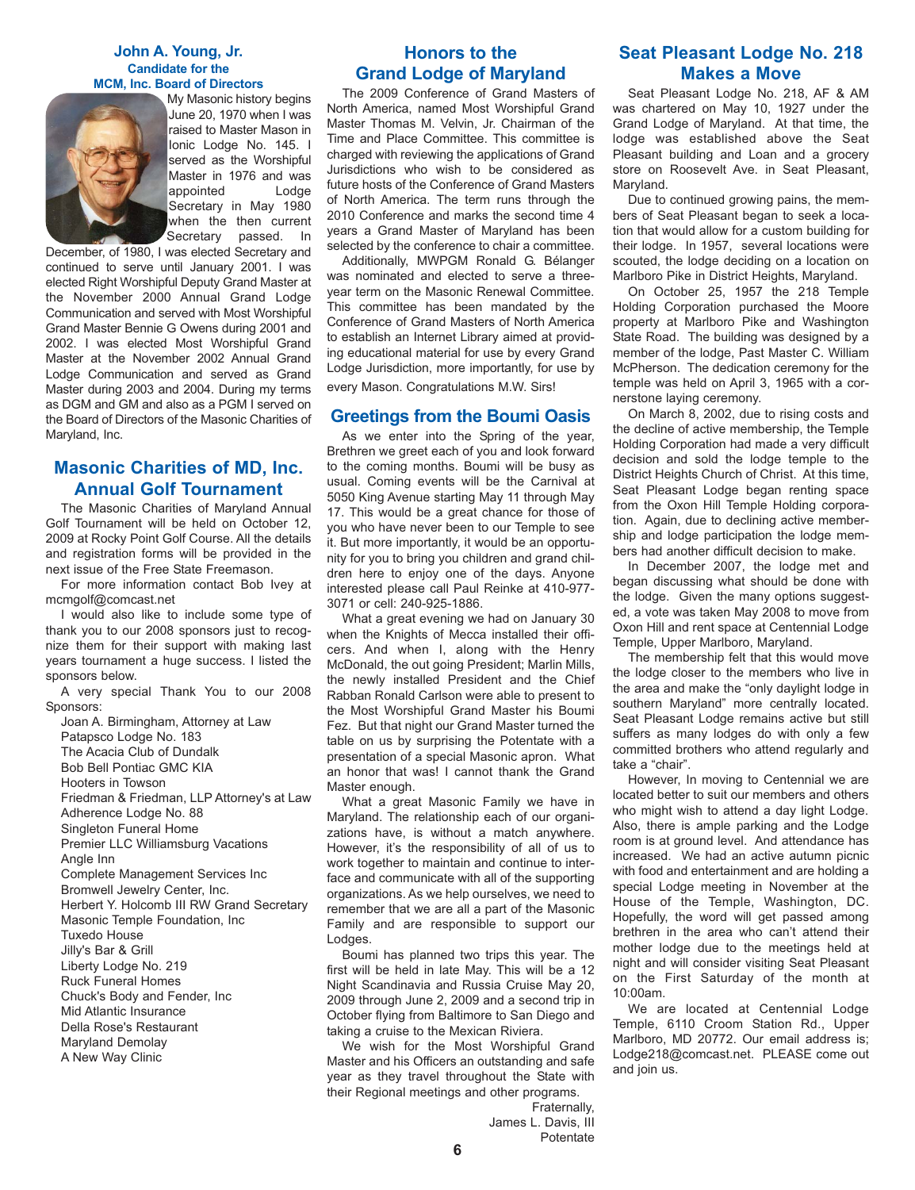### John A. Young, Jr.
**Candidate for the MCM, Inc. Board of Directors**

My Masonic history begins June 20, 1970 when I was raised to Master Mason in Ionic Lodge No. 145. I served as the Worshipful Master in 1976 and was appointed Lodge Secretary in May 1980 when the then current Secretary passed. In December, of 1980, I was elected Secretary and continued to serve until January 2001. I was elected Right Worshipful Deputy Grand Master at the November 2000 Annual Grand Lodge Communication and served with Most Worshipful Grand Master Bennie G Owens during 2001 and 2002. I was elected Most Worshipful Grand Master at the November 2002 Annual Grand Lodge Communication and served as Grand Master during 2003 and 2004. During my terms as DGM and GM and also as a PGM I served on the Board of Directors of the Masonic Charities of Maryland, Inc.

## Masonic Charities of MD, Inc. Annual Golf Tournament

The Masonic Charities of Maryland Annual Golf Tournament will be held on October 12, 2009 at Rocky Point Golf Course. All the details and registration forms will be provided in the next issue of the Free State Freemason.

For more information contact Bob Ivey at mcmgolf@comcast.net

I would also like to include some type of thank you to our 2008 sponsors just to recognize them for their support with making last years tournament a huge success. I listed the sponsors below.

A very special Thank You to our 2008 Sponsors:

Joan A. Birmingham, Attorney at Law
Patapsco Lodge No. 183
The Acacia Club of Dundalk
Bob Bell Pontiac GMC KIA
Hooters in Towson
Friedman & Friedman, LLP Attorney's at Law
Adherence Lodge No. 88
Singleton Funeral Home
Premier LLC Williamsburg Vacations
Angle Inn
Complete Management Services Inc
Bromwell Jewelry Center, Inc.
Herbert Y. Holcomb III RW Grand Secretary
Masonic Temple Foundation, Inc
Tuxedo House
Jilly's Bar & Grill
Liberty Lodge No. 219
Ruck Funeral Homes
Chuck's Body and Fender, Inc
Mid Atlantic Insurance
Della Rose's Restaurant
Maryland Demolay
A New Way Clinic

## Honors to the Grand Lodge of Maryland

The 2009 Conference of Grand Masters of North America, named Most Worshipful Grand Master Thomas M. Velvin, Jr. Chairman of the Time and Place Committee. This committee is charged with reviewing the applications of Grand Jurisdictions who wish to be considered as future hosts of the Conference of Grand Masters of North America. The term runs through the 2010 Conference and marks the second time 4 years a Grand Master of Maryland has been selected by the conference to chair a committee.

Additionally, MWPGM Ronald G. Bélanger was nominated and elected to serve a three-year term on the Masonic Renewal Committee. This committee has been mandated by the Conference of Grand Masters of North America to establish an Internet Library aimed at providing educational material for use by every Grand Lodge Jurisdiction, more importantly, for use by every Mason. Congratulations M.W. Sirs!

## Greetings from the Boumi Oasis

As we enter into the Spring of the year, Brethren we greet each of you and look forward to the coming months. Boumi will be busy as usual. Coming events will be the Carnival at 5050 King Avenue starting May 11 through May 17. This would be a great chance for those of you who have never been to our Temple to see it. But more importantly, it would be an opportunity for you to bring you children and grand children here to enjoy one of the days. Anyone interested please call Paul Reinke at 410-977-3071 or cell: 240-925-1886.

What a great evening we had on January 30 when the Knights of Mecca installed their officers. And when I, along with the Henry McDonald, the out going President; Marlin Mills, the newly installed President and the Chief Rabban Ronald Carlson were able to present to the Most Worshipful Grand Master his Boumi Fez. But that night our Grand Master turned the table on us by surprising the Potentate with a presentation of a special Masonic apron. What an honor that was! I cannot thank the Grand Master enough.

What a great Masonic Family we have in Maryland. The relationship each of our organizations have, is without a match anywhere. However, it's the responsibility of all of us to work together to maintain and continue to interface and communicate with all of the supporting organizations. As we help ourselves, we need to remember that we are all a part of the Masonic Family and are responsible to support our Lodges.

Boumi has planned two trips this year. The first will be held in late May. This will be a 12 Night Scandinavia and Russia Cruise May 20, 2009 through June 2, 2009 and a second trip in October flying from Baltimore to San Diego and taking a cruise to the Mexican Riviera.

We wish for the Most Worshipful Grand Master and his Officers an outstanding and safe year as they travel throughout the State with their Regional meetings and other programs.

Fraternally,
James L. Davis, III
Potentate

## Seat Pleasant Lodge No. 218 Makes a Move

Seat Pleasant Lodge No. 218, AF & AM was chartered on May 10, 1927 under the Grand Lodge of Maryland. At that time, the lodge was established above the Seat Pleasant building and Loan and a grocery store on Roosevelt Ave. in Seat Pleasant, Maryland.

Due to continued growing pains, the members of Seat Pleasant began to seek a location that would allow for a custom building for their lodge. In 1957, several locations were scouted, the lodge deciding on a location on Marlboro Pike in District Heights, Maryland.

On October 25, 1957 the 218 Temple Holding Corporation purchased the Moore property at Marlboro Pike and Washington State Road. The building was designed by a member of the lodge, Past Master C. William McPherson. The dedication ceremony for the temple was held on April 3, 1965 with a cornerstone laying ceremony.

On March 8, 2002, due to rising costs and the decline of active membership, the Temple Holding Corporation had made a very difficult decision and sold the lodge temple to the District Heights Church of Christ. At this time, Seat Pleasant Lodge began renting space from the Oxon Hill Temple Holding corporation. Again, due to declining active membership and lodge participation the lodge members had another difficult decision to make.

In December 2007, the lodge met and began discussing what should be done with the lodge. Given the many options suggested, a vote was taken May 2008 to move from Oxon Hill and rent space at Centennial Lodge Temple, Upper Marlboro, Maryland.

The membership felt that this would move the lodge closer to the members who live in the area and make the "only daylight lodge in southern Maryland" more centrally located. Seat Pleasant Lodge remains active but still suffers as many lodges do with only a few committed brothers who attend regularly and take a "chair".

However, In moving to Centennial we are located better to suit our members and others who might wish to attend a day light Lodge. Also, there is ample parking and the Lodge room is at ground level. And attendance has increased. We had an active autumn picnic with food and entertainment and are holding a special Lodge meeting in November at the House of the Temple, Washington, DC. Hopefully, the word will get passed among brethren in the area who can't attend their mother lodge due to the meetings held at night and will consider visiting Seat Pleasant on the First Saturday of the month at 10:00am.

We are located at Centennial Lodge Temple, 6110 Croom Station Rd., Upper Marlboro, MD 20772. Our email address is; Lodge218@comcast.net. PLEASE come out and join us.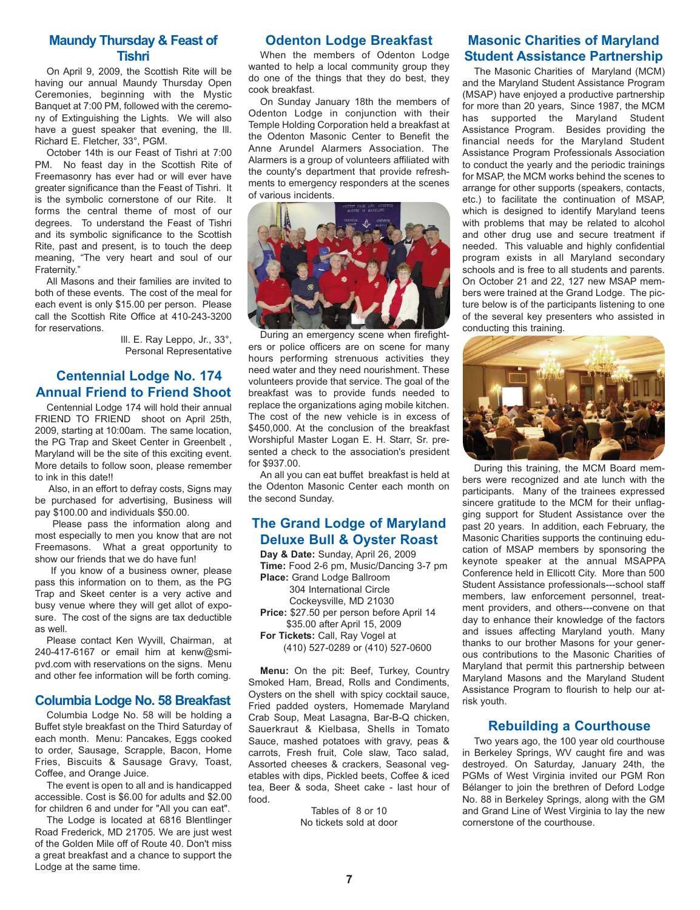## Maundy Thursday & Feast of Tishri

On April 9, 2009, the Scottish Rite will be having our annual Maundy Thursday Open Ceremonies, beginning with the Mystic Banquet at 7:00 PM, followed with the ceremony of Extinguishing the Lights. We will also have a guest speaker that evening, the Ill. Richard E. Fletcher, 33°, PGM.

October 14th is our Feast of Tishri at 7:00 PM. No feast day in the Scottish Rite of Freemasonry has ever had or will ever have greater significance than the Feast of Tishri. It is the symbolic cornerstone of our Rite. It forms the central theme of most of our degrees. To understand the Feast of Tishri and its symbolic significance to the Scottish Rite, past and present, is to touch the deep meaning, "The very heart and soul of our Fraternity."

All Masons and their families are invited to both of these events. The cost of the meal for each event is only $15.00 per person. Please call the Scottish Rite Office at 410-243-3200 for reservations.

Ill. E. Ray Leppo, Jr., 33°,
Personal Representative

## Centennial Lodge No. 174 Annual Friend to Friend Shoot

Centennial Lodge 174 will hold their annual FRIEND TO FRIEND shoot on April 25th, 2009, starting at 10:00am. The same location, the PG Trap and Skeet Center in Greenbelt , Maryland will be the site of this exciting event. More details to follow soon, please remember to ink in this date!!

Also, in an effort to defray costs, Signs may be purchased for advertising, Business will pay $100.00 and individuals $50.00.

Please pass the information along and most especially to men you know that are not Freemasons. What a great opportunity to show our friends that we do have fun!

If you know of a business owner, please pass this information on to them, as the PG Trap and Skeet center is a very active and busy venue where they will get allot of exposure. The cost of the signs are tax deductible as well.

Please contact Ken Wyvill, Chairman, at 240-417-6167 or email him at kenw@smi-pvd.com with reservations on the signs. Menu and other fee information will be forth coming.

## Columbia Lodge No. 58 Breakfast

Columbia Lodge No. 58 will be holding a Buffet style breakfast on the Third Saturday of each month. Menu: Pancakes, Eggs cooked to order, Sausage, Scrapple, Bacon, Home Fries, Biscuits & Sausage Gravy, Toast, Coffee, and Orange Juice.

The event is open to all and is handicapped accessible. Cost is $6.00 for adults and $2.00 for children 6 and under for "All you can eat".

The Lodge is located at 6816 Blentlinger Road Frederick, MD 21705. We are just west of the Golden Mile off of Route 40. Don't miss a great breakfast and a chance to support the Lodge at the same time.

## Odenton Lodge Breakfast

When the members of Odenton Lodge wanted to help a local community group they do one of the things that they do best, they cook breakfast.

On Sunday January 18th the members of Odenton Lodge in conjunction with their Temple Holding Corporation held a breakfast at the Odenton Masonic Center to Benefit the Anne Arundel Alarmers Association. The Alarmers is a group of volunteers affiliated with the county's department that provide refreshments to emergency responders at the scenes of various incidents.

During an emergency scene when firefighters or police officers are on scene for many hours performing strenuous activities they need water and they need nourishment. These volunteers provide that service. The goal of the breakfast was to provide funds needed to replace the organizations aging mobile kitchen. The cost of the new vehicle is in excess of $450,000. At the conclusion of the breakfast Worshipful Master Logan E. H. Starr, Sr. presented a check to the association's president for $937.00.

An all you can eat buffet breakfast is held at the Odenton Masonic Center each month on the second Sunday.

## The Grand Lodge of Maryland Deluxe Bull & Oyster Roast

**Day & Date:** Sunday, April 26, 2009
**Time:** Food 2-6 pm, Music/Dancing 3-7 pm
**Place:** Grand Lodge Ballroom
304 International Circle
Cockeysville, MD 21030
**Price:** $27.50 per person before April 14
$35.00 after April 15, 2009
**For Tickets:** Call, Ray Vogel at
(410) 527-0289 or (410) 527-0600

**Menu:** On the pit: Beef, Turkey, Country Smoked Ham, Bread, Rolls and Condiments, Oysters on the shell with spicy cocktail sauce, Fried padded oysters, Homemade Maryland Crab Soup, Meat Lasagna, Bar-B-Q chicken, Sauerkraut & Kielbasa, Shells in Tomato Sauce, mashed potatoes with gravy, peas & carrots, Fresh fruit, Cole slaw, Taco salad, Assorted cheeses & crackers, Seasonal vegetables with dips, Pickled beets, Coffee & iced tea, Beer & soda, Sheet cake - last hour of food.

Tables of 8 or 10
No tickets sold at door

## Masonic Charities of Maryland Student Assistance Partnership

The Masonic Charities of Maryland (MCM) and the Maryland Student Assistance Program (MSAP) have enjoyed a productive partnership for more than 20 years, Since 1987, the MCM has supported the Maryland Student Assistance Program. Besides providing the financial needs for the Maryland Student Assistance Program Professionals Association to conduct the yearly and the periodic trainings for MSAP, the MCM works behind the scenes to arrange for other supports (speakers, contacts, etc.) to facilitate the continuation of MSAP, which is designed to identify Maryland teens with problems that may be related to alcohol and other drug use and secure treatment if needed. This valuable and highly confidential program exists in all Maryland secondary schools and is free to all students and parents. On October 21 and 22, 127 new MSAP members were trained at the Grand Lodge. The picture below is of the participants listening to one of the several key presenters who assisted in conducting this training.

During this training, the MCM Board members were recognized and ate lunch with the participants. Many of the trainees expressed sincere gratitude to the MCM for their unflagging support for Student Assistance over the past 20 years. In addition, each February, the Masonic Charities supports the continuing education of MSAP members by sponsoring the keynote speaker at the annual MSAPPA Conference held in Ellicott City. More than 500 Student Assistance professionals---school staff members, law enforcement personnel, treatment providers, and others---convene on that day to enhance their knowledge of the factors and issues affecting Maryland youth. Many thanks to our brother Masons for your generous contributions to the Masonic Charities of Maryland that permit this partnership between Maryland Masons and the Maryland Student Assistance Program to flourish to help our at-risk youth.

## Rebuilding a Courthouse

Two years ago, the 100 year old courthouse in Berkeley Springs, WV caught fire and was destroyed. On Saturday, January 24th, the PGMs of West Virginia invited our PGM Ron Bélanger to join the brethren of Deford Lodge No. 88 in Berkeley Springs, along with the GM and Grand Line of West Virginia to lay the new cornerstone of the courthouse.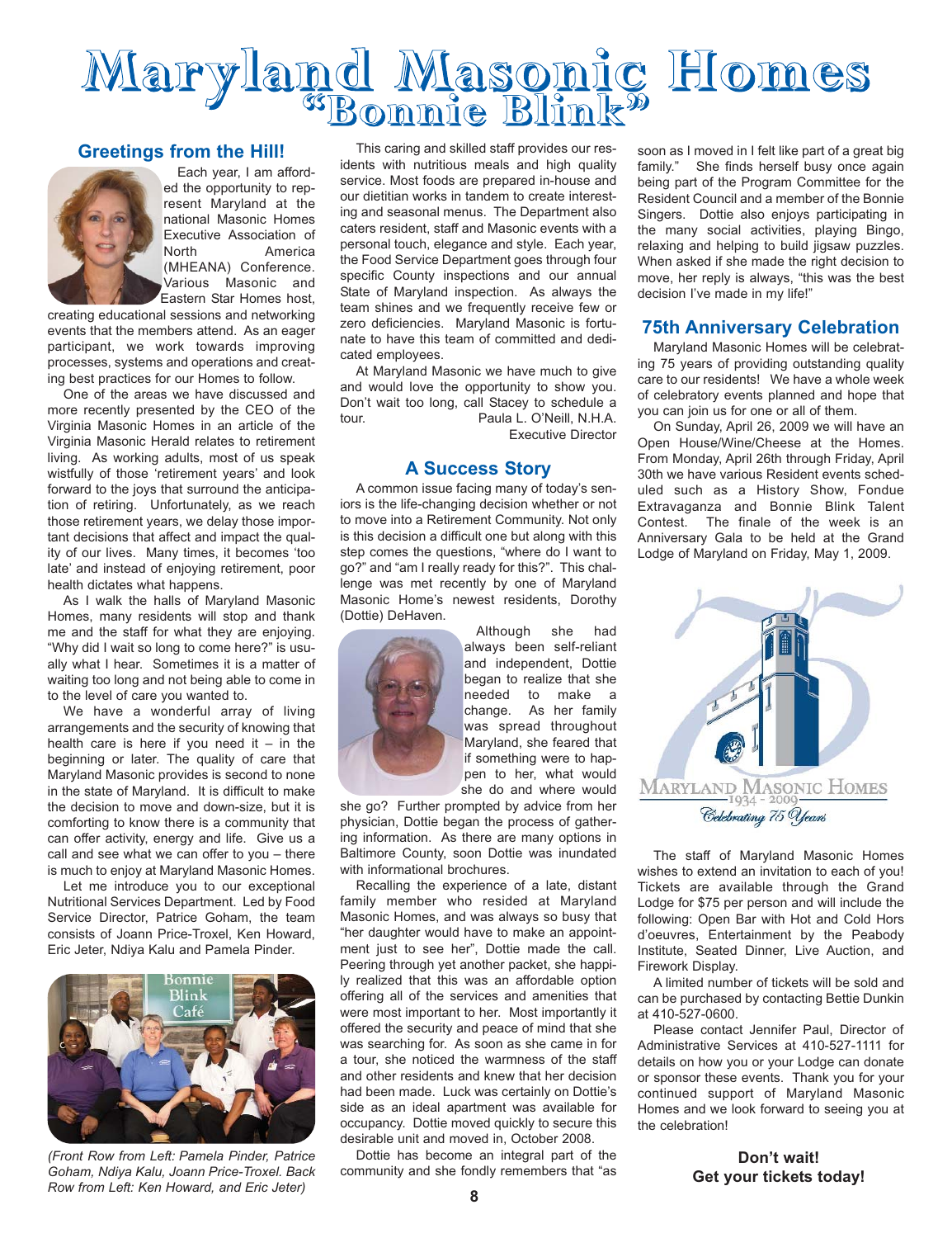# Maryland Masonic Homes
## "Bonnie Blink"

### Greetings from the Hill!

Each year, I am afforded the opportunity to represent Maryland at the national Masonic Homes Executive Association of North America (MHEANA) Conference. Various Masonic and Eastern Star Homes host, creating educational sessions and networking events that the members attend. As an eager participant, we work towards improving processes, systems and operations and creating best practices for our Homes to follow.

One of the areas we have discussed and more recently presented by the CEO of the Virginia Masonic Homes in an article of the Virginia Masonic Herald relates to retirement living. As working adults, most of us speak wistfully of those 'retirement years' and look forward to the joys that surround the anticipation of retiring. Unfortunately, as we reach those retirement years, we delay those important decisions that affect and impact the quality of our lives. Many times, it becomes 'too late' and instead of enjoying retirement, poor health dictates what happens.

As I walk the halls of Maryland Masonic Homes, many residents will stop and thank me and the staff for what they are enjoying. "Why did I wait so long to come here?" is usually what I hear. Sometimes it is a matter of waiting too long and not being able to come in to the level of care you wanted to.

We have a wonderful array of living arrangements and the security of knowing that health care is here if you need it – in the beginning or later. The quality of care that Maryland Masonic provides is second to none in the state of Maryland. It is difficult to make the decision to move and down-size, but it is comforting to know there is a community that can offer activity, energy and life. Give us a call and see what we can offer to you – there is much to enjoy at Maryland Masonic Homes.

Let me introduce you to our exceptional Nutritional Services Department. Led by Food Service Director, Patrice Goham, the team consists of Joann Price-Troxel, Ken Howard, Eric Jeter, Ndiya Kalu and Pamela Pinder.

*(Front Row from Left: Pamela Pinder, Patrice Goham, Ndiya Kalu, Joann Price-Troxel. Back Row from Left: Ken Howard, and Eric Jeter)*

This caring and skilled staff provides our residents with nutritious meals and high quality service. Most foods are prepared in-house and our dietitian works in tandem to create interesting and seasonal menus. The Department also caters resident, staff and Masonic events with a personal touch, elegance and style. Each year, the Food Service Department goes through four specific County inspections and our annual State of Maryland inspection. As always the team shines and we frequently receive few or zero deficiencies. Maryland Masonic is fortunate to have this team of committed and dedicated employees.

At Maryland Masonic we have much to give and would love the opportunity to show you. Don't wait too long, call Stacey to schedule a tour.

Paula L. O'Neill, N.H.A.
Executive Director

### A Success Story

A common issue facing many of today's seniors is the life-changing decision whether or not to move into a Retirement Community. Not only is this decision a difficult one but along with this step comes the questions, "where do I want to go?" and "am I really ready for this?". This challenge was met recently by one of Maryland Masonic Home's newest residents, Dorothy (Dottie) DeHaven.

Although she had always been self-reliant and independent, Dottie began to realize that she needed to make a change. As her family was spread throughout Maryland, she feared that if something were to happen to her, what would she do and where would she go? Further prompted by advice from her physician, Dottie began the process of gathering information. As there are many options in Baltimore County, soon Dottie was inundated with informational brochures.

Recalling the experience of a late, distant family member who resided at Maryland Masonic Homes, and was always so busy that "her daughter would have to make an appointment just to see her", Dottie made the call. Peering through yet another packet, she happily realized that this was an affordable option offering all of the services and amenities that were most important to her. Most importantly it offered the security and peace of mind that she was searching for. As soon as she came in for a tour, she noticed the warmness of the staff and other residents and knew that her decision had been made. Luck was certainly on Dottie's side as an ideal apartment was available for occupancy. Dottie moved quickly to secure this desirable unit and moved in, October 2008.

Dottie has become an integral part of the community and she fondly remembers that "as soon as I moved in I felt like part of a great big family." She finds herself busy once again being part of the Program Committee for the Resident Council and a member of the Bonnie Singers. Dottie also enjoys participating in the many social activities, playing Bingo, relaxing and helping to build jigsaw puzzles. When asked if she made the right decision to move, her reply is always, "this was the best decision I've made in my life!"

### 75th Anniversary Celebration

Maryland Masonic Homes will be celebrating 75 years of providing outstanding quality care to our residents! We have a whole week of celebratory events planned and hope that you can join us for one or all of them.

On Sunday, April 26, 2009 we will have an Open House/Wine/Cheese at the Homes. From Monday, April 26th through Friday, April 30th we have various Resident events scheduled such as a History Show, Fondue Extravaganza and Bonnie Blink Talent Contest. The finale of the week is an Anniversary Gala to be held at the Grand Lodge of Maryland on Friday, May 1, 2009.

MARYLAND MASONIC HOMES
1934 - 2009
*Celebrating 75 Years*

The staff of Maryland Masonic Homes wishes to extend an invitation to each of you! Tickets are available through the Grand Lodge for $75 per person and will include the following: Open Bar with Hot and Cold Hors d'oeuvres, Entertainment by the Peabody Institute, Seated Dinner, Live Auction, and Firework Display.

A limited number of tickets will be sold and can be purchased by contacting Bettie Dunkin at 410-527-0600.

Please contact Jennifer Paul, Director of Administrative Services at 410-527-1111 for details on how you or your Lodge can donate or sponsor these events. Thank you for your continued support of Maryland Masonic Homes and we look forward to seeing you at the celebration!

**Don't wait!**
**Get your tickets today!**